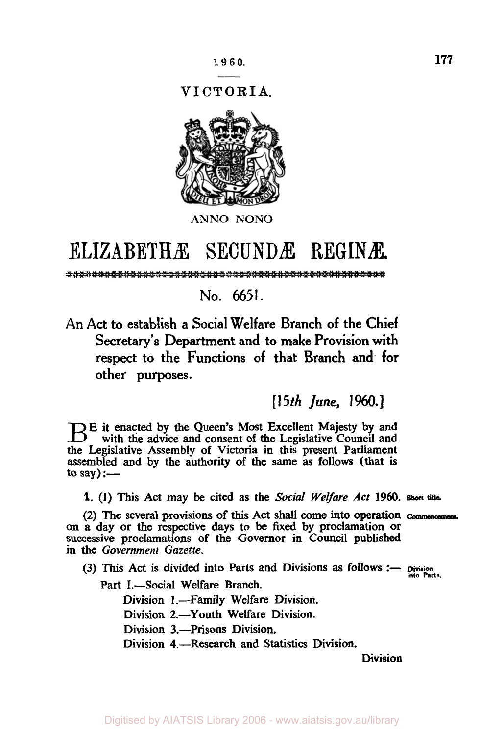1960.

VICTORIA.

ANNO NONO

# ELIZABETHÆ SECUNDÆ REGINÆ.

No. 6651.

## An Act to establish a Social Welfare Branch of the Chief Secretary's Department and to make Provision with respect to the Functions of that Branch and for other purposes.

*[15th June, 1960.]*

BE it enacted by the Queen's Most Excellent Majesty by and with the advice and consent of the Legislative Council and the Legislative Assembly of Victoria in this present Parliament assembled and by the authority of the same as follows (that is to say):—

1. (1) This Act may be cited as the *Social Welfare Act* 1960. Short title.

(2) The several provisions of this Act shall come into operation on a day or the respective days to be fixed by proclamation or successive proclamations of the Governor in Council published in the *Government Gazette*. Commencement.

(3) This Act is divided into Parts and Divisions as follows :— Division into Parts.

Part I.—Social Welfare Branch.

Division 1.—Family Welfare Division.

Division 2.—Youth Welfare Division.

Division 3.—Prisons Division.

Division 4.—Research and Statistics Division.

Division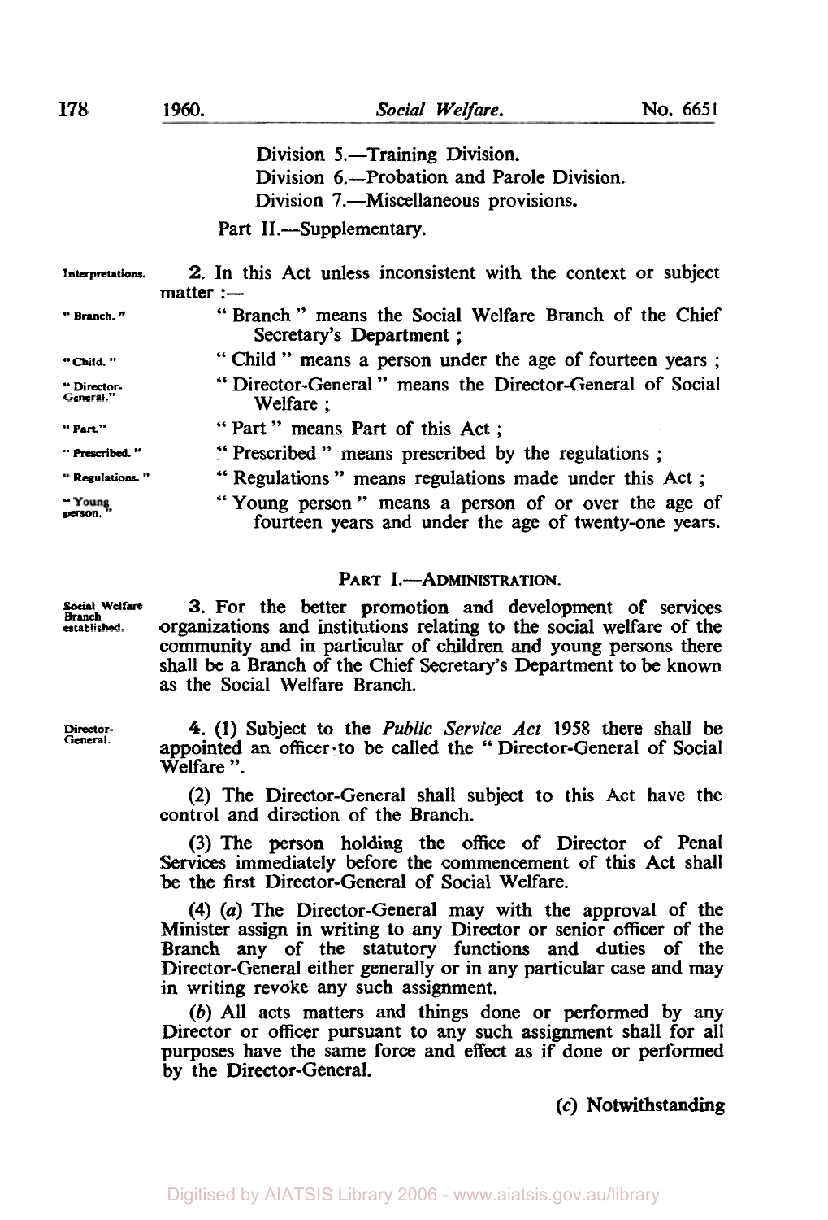Division 5.—Training Division.

Division 6.—Probation and Parole Division.

Division 7.—Miscellaneous provisions.

Part II.—Supplementary.

*Interpretations.*

**2.** In this Act unless inconsistent with the context or subject matter :—

*"Branch."* "Branch" means the Social Welfare Branch of the Chief Secretary's Department ;

*"Child."* "Child" means a person under the age of fourteen years ;

*"Director-General."* "Director-General" means the Director-General of Social Welfare ;

*"Part."* "Part" means Part of this Act ;

*"Prescribed."* "Prescribed" means prescribed by the regulations ;

*"Regulations."* "Regulations" means regulations made under this Act ;

*"Young person."* "Young person" means a person of or over the age of fourteen years and under the age of twenty-one years.

## PART I.—ADMINISTRATION.

*Social Welfare Branch established.*

**3.** For the better promotion and development of services organizations and institutions relating to the social welfare of the community and in particular of children and young persons there shall be a Branch of the Chief Secretary's Department to be known as the Social Welfare Branch.

*Director-General.*

**4.** (1) Subject to the *Public Service Act* 1958 there shall be appointed an officer to be called the "Director-General of Social Welfare".

(2) The Director-General shall subject to this Act have the control and direction of the Branch.

(3) The person holding the office of Director of Penal Services immediately before the commencement of this Act shall be the first Director-General of Social Welfare.

(4) (*a*) The Director-General may with the approval of the Minister assign in writing to any Director or senior officer of the Branch any of the statutory functions and duties of the Director-General either generally or in any particular case and may in writing revoke any such assignment.

(*b*) All acts matters and things done or performed by any Director or officer pursuant to any such assignment shall for all purposes have the same force and effect as if done or performed by the Director-General.

(*c*) Notwithstanding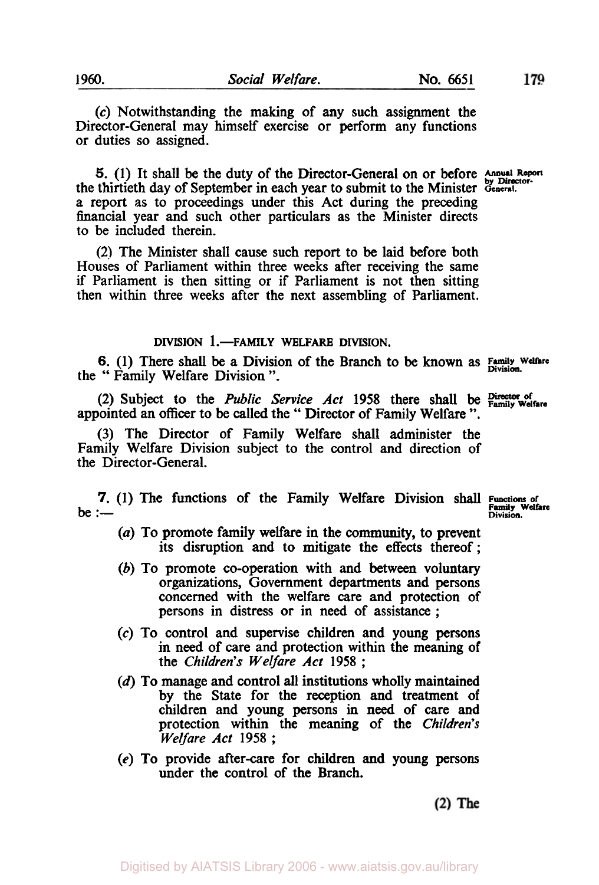(*c*) Notwithstanding the making of any such assignment the Director-General may himself exercise or perform any functions or duties so assigned.

**5.** (1) It shall be the duty of the Director-General on or before the thirtieth day of September in each year to submit to the Minister a report as to proceedings under this Act during the preceding financial year and such other particulars as the Minister directs to be included therein.

Annual Report by Director-General.

(2) The Minister shall cause such report to be laid before both Houses of Parliament within three weeks after receiving the same if Parliament is then sitting or if Parliament is not then sitting then within three weeks after the next assembling of Parliament.

## DIVISION 1.—FAMILY WELFARE DIVISION.

**6.** (1) There shall be a Division of the Branch to be known as the " Family Welfare Division ".

Family Welfare Division.

(2) Subject to the *Public Service Act* 1958 there shall be appointed an officer to be called the " Director of Family Welfare ".

Director of Family Welfare

(3) The Director of Family Welfare shall administer the Family Welfare Division subject to the control and direction of the Director-General.

**7.** (1) The functions of the Family Welfare Division shall be :—

Functions of Family Welfare Division.

(*a*) To promote family welfare in the community, to prevent its disruption and to mitigate the effects thereof ;

(*b*) To promote co-operation with and between voluntary organizations, Government departments and persons concerned with the welfare care and protection of persons in distress or in need of assistance ;

(*c*) To control and supervise children and young persons in need of care and protection within the meaning of the *Children's Welfare Act* 1958 ;

(*d*) To manage and control all institutions wholly maintained by the State for the reception and treatment of children and young persons in need of care and protection within the meaning of the *Children's Welfare Act* 1958 ;

(*e*) To provide after-care for children and young persons under the control of the Branch.

(2) The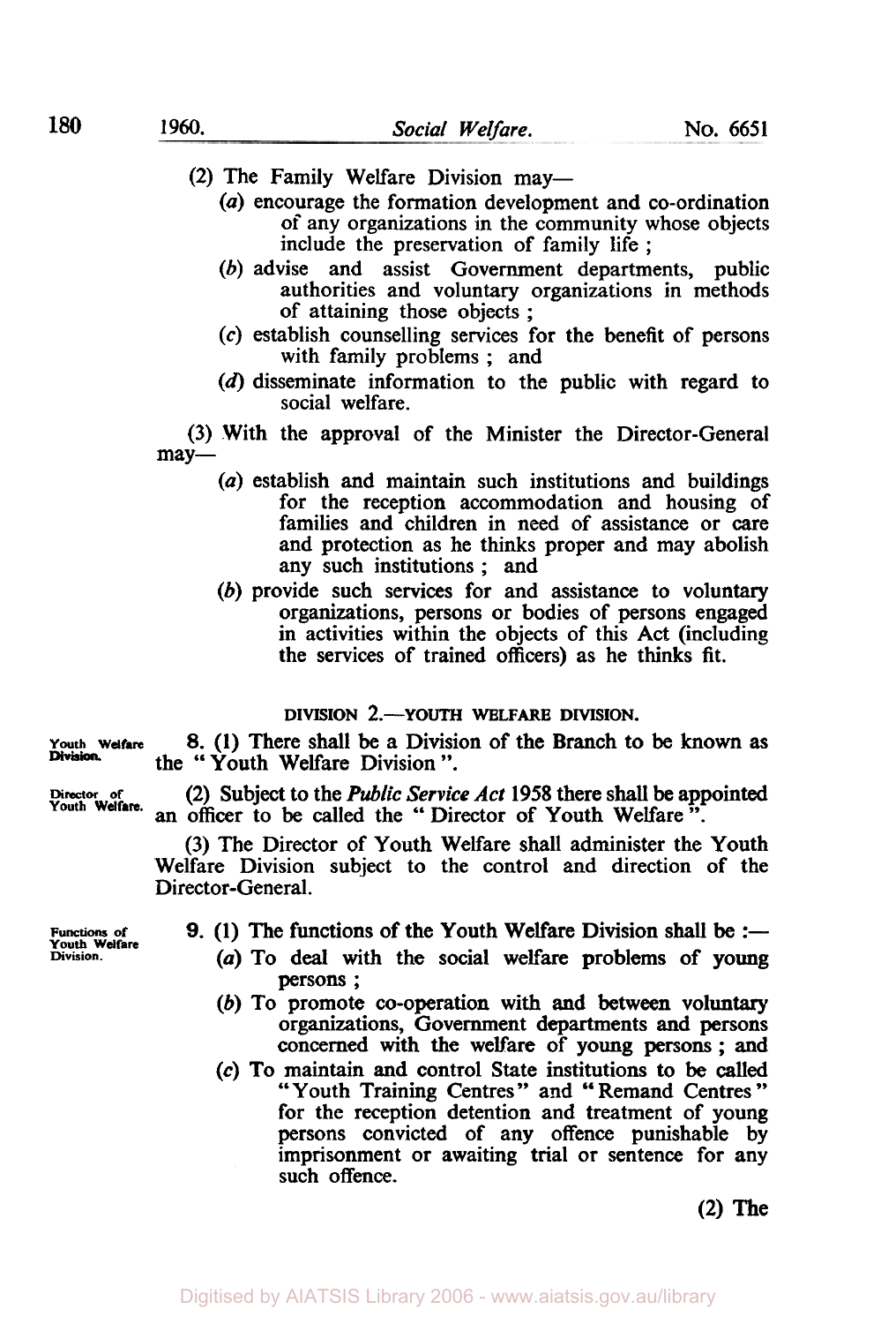(2) The Family Welfare Division may—

(*a*) encourage the formation development and co-ordination of any organizations in the community whose objects include the preservation of family life ;

(*b*) advise and assist Government departments, public authorities and voluntary organizations in methods of attaining those objects ;

(*c*) establish counselling services for the benefit of persons with family problems ; and

(*d*) disseminate information to the public with regard to social welfare.

(3) With the approval of the Minister the Director-General may—

(*a*) establish and maintain such institutions and buildings for the reception accommodation and housing of families and children in need of assistance or care and protection as he thinks proper and may abolish any such institutions ; and

(*b*) provide such services for and assistance to voluntary organizations, persons or bodies of persons engaged in activities within the objects of this Act (including the services of trained officers) as he thinks fit.

### DIVISION 2.—YOUTH WELFARE DIVISION.

*Youth Welfare Division.*

**8.** (1) There shall be a Division of the Branch to be known as the "Youth Welfare Division".

*Director of Youth Welfare.*

(2) Subject to the *Public Service Act* 1958 there shall be appointed an officer to be called the "Director of Youth Welfare".

(3) The Director of Youth Welfare shall administer the Youth Welfare Division subject to the control and direction of the Director-General.

*Functions of Youth Welfare Division.*

**9.** (1) The functions of the Youth Welfare Division shall be :—

(*a*) To deal with the social welfare problems of young persons ;

(*b*) To promote co-operation with and between voluntary organizations, Government departments and persons concerned with the welfare of young persons ; and

(*c*) To maintain and control State institutions to be called "Youth Training Centres" and "Remand Centres" for the reception detention and treatment of young persons convicted of any offence punishable by imprisonment or awaiting trial or sentence for any such offence.

(2) The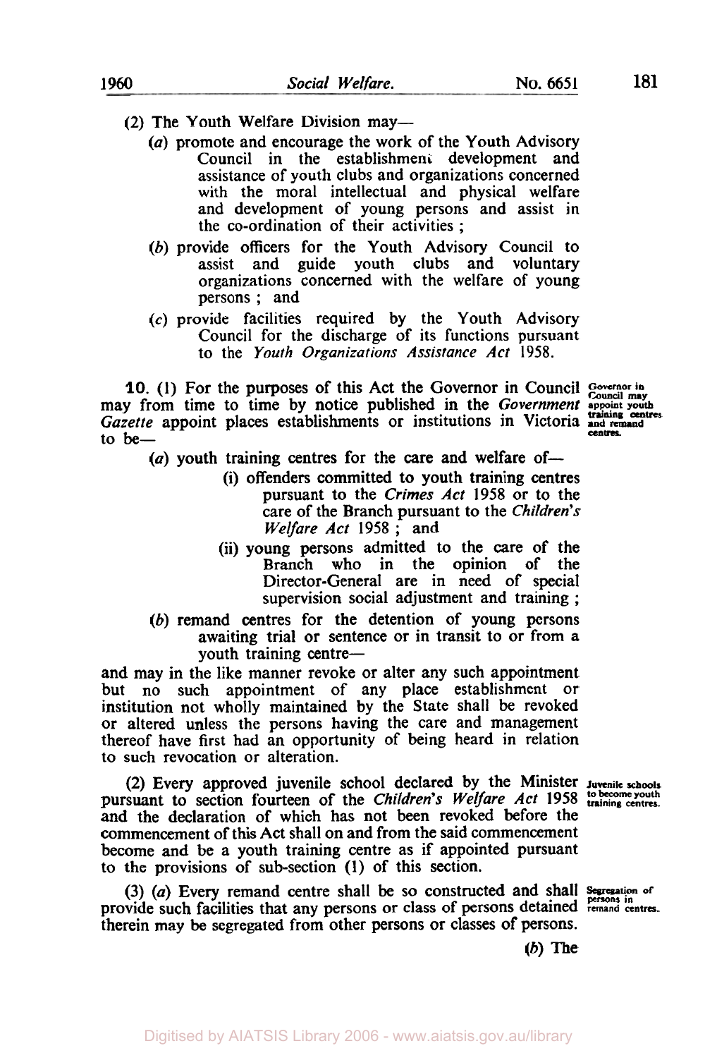(2) The Youth Welfare Division may—

(a) promote and encourage the work of the Youth Advisory Council in the establishment development and assistance of youth clubs and organizations concerned with the moral intellectual and physical welfare and development of young persons and assist in the co-ordination of their activities ;

(b) provide officers for the Youth Advisory Council to assist and guide youth clubs and voluntary organizations concerned with the welfare of young persons ; and

(c) provide facilities required by the Youth Advisory Council for the discharge of its functions pursuant to the *Youth Organizations Assistance Act* 1958.

**Governor in Council may appoint youth training centres and remand centres.**

**10.** (1) For the purposes of this Act the Governor in Council may from time to time by notice published in the *Government Gazette* appoint places establishments or institutions in Victoria to be—

(a) youth training centres for the care and welfare of—

(i) offenders committed to youth training centres pursuant to the *Crimes Act* 1958 or to the care of the Branch pursuant to the *Children's Welfare Act* 1958 ; and

(ii) young persons admitted to the care of the Branch who in the opinion of the Director-General are in need of special supervision social adjustment and training ;

(b) remand centres for the detention of young persons awaiting trial or sentence or in transit to or from a youth training centre—

and may in the like manner revoke or alter any such appointment but no such appointment of any place establishment or institution not wholly maintained by the State shall be revoked or altered unless the persons having the care and management thereof have first had an opportunity of being heard in relation to such revocation or alteration.

**Juvenile schools to become youth training centres.**

(2) Every approved juvenile school declared by the Minister pursuant to section fourteen of the *Children's Welfare Act* 1958 and the declaration of which has not been revoked before the commencement of this Act shall on and from the said commencement become and be a youth training centre as if appointed pursuant to the provisions of sub-section (1) of this section.

**Segregation of persons in remand centres.**

(3) (a) Every remand centre shall be so constructed and shall provide such facilities that any persons or class of persons detained therein may be segregated from other persons or classes of persons.

(b) The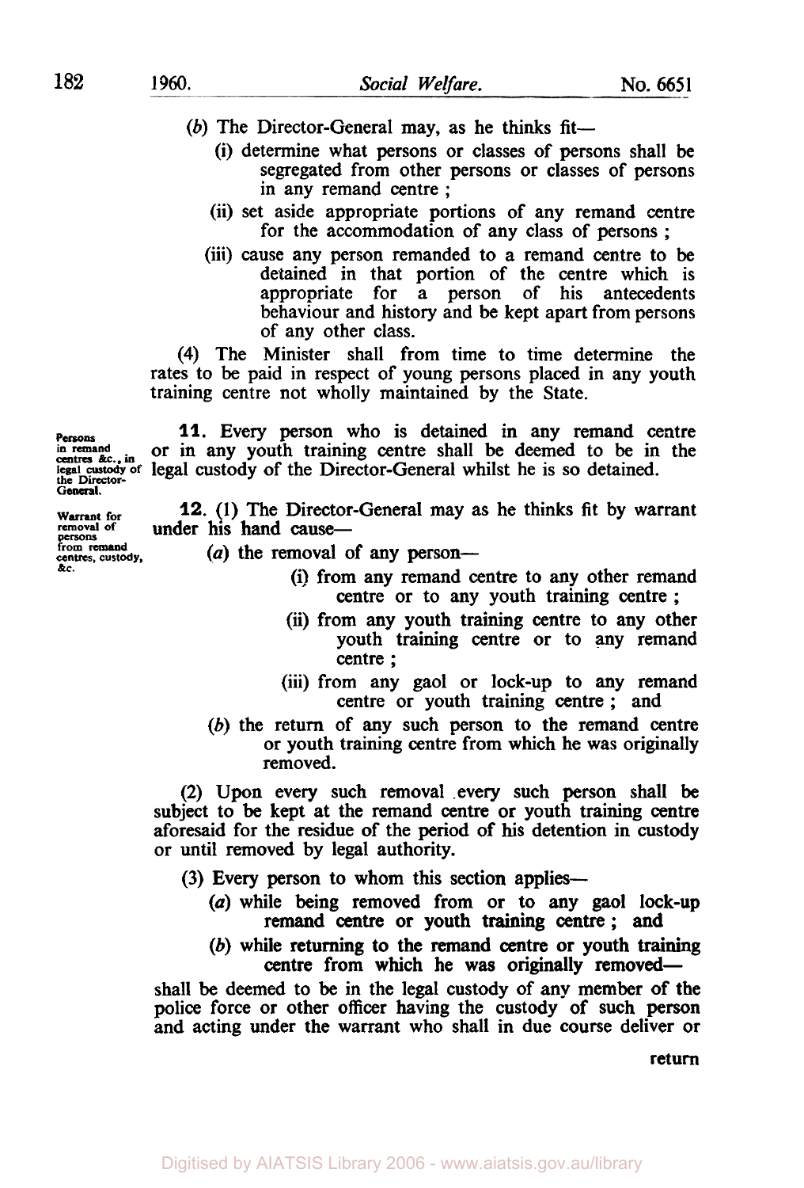(b) The Director-General may, as he thinks fit—

(i) determine what persons or classes of persons shall be segregated from other persons or classes of persons in any remand centre ;

(ii) set aside appropriate portions of any remand centre for the accommodation of any class of persons ;

(iii) cause any person remanded to a remand centre to be detained in that portion of the centre which is appropriate for a person of his antecedents behaviour and history and be kept apart from persons of any other class.

(4) The Minister shall from time to time determine the rates to be paid in respect of young persons placed in any youth training centre not wholly maintained by the State.

*Persons in remand centres &c., in legal custody of the Director-General.*

**11.** Every person who is detained in any remand centre or in any youth training centre shall be deemed to be in the legal custody of the Director-General whilst he is so detained.

*Warrant for removal of persons from remand centres, custody, &c.*

**12.** (1) The Director-General may as he thinks fit by warrant under his hand cause—

(a) the removal of any person—

(i) from any remand centre to any other remand centre or to any youth training centre ;

(ii) from any youth training centre to any other youth training centre or to any remand centre ;

(iii) from any gaol or lock-up to any remand centre or youth training centre ; and

(b) the return of any such person to the remand centre or youth training centre from which he was originally removed.

(2) Upon every such removal every such person shall be subject to be kept at the remand centre or youth training centre aforesaid for the residue of the period of his detention in custody or until removed by legal authority.

(3) Every person to whom this section applies—

(a) while being removed from or to any gaol lock-up remand centre or youth training centre ; and

(b) while returning to the remand centre or youth training centre from which he was originally removed—

shall be deemed to be in the legal custody of any member of the police force or other officer having the custody of such person and acting under the warrant who shall in due course deliver or

return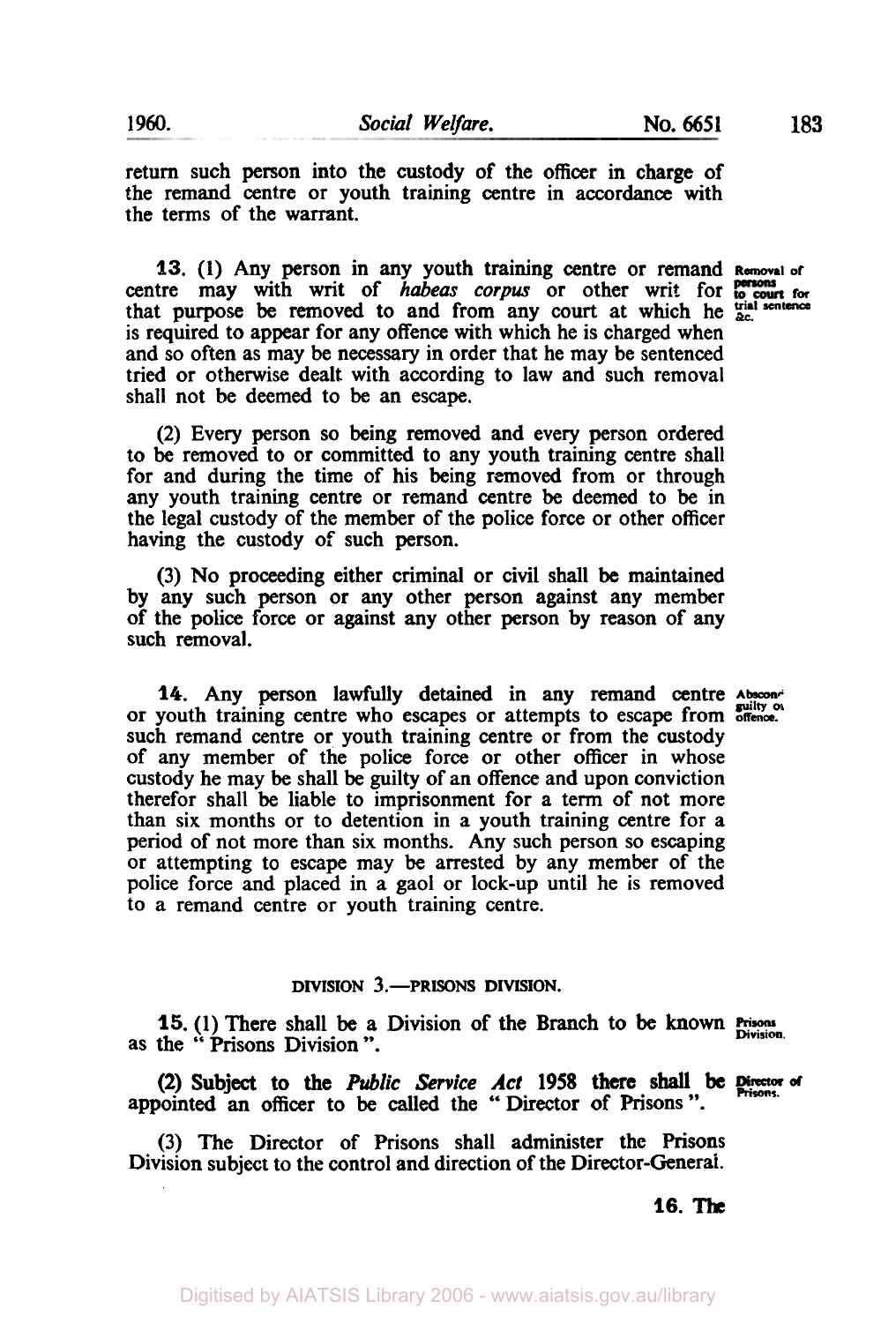return such person into the custody of the officer in charge of the remand centre or youth training centre in accordance with the terms of the warrant.

Removal of persons to court for trial sentence &c.

**13.** (1) Any person in any youth training centre or remand centre may with writ of *habeas corpus* or other writ for that purpose be removed to and from any court at which he is required to appear for any offence with which he is charged when and so often as may be necessary in order that he may be sentenced tried or otherwise dealt with according to law and such removal shall not be deemed to be an escape.

(2) Every person so being removed and every person ordered to be removed to or committed to any youth training centre shall for and during the time of his being removed from or through any youth training centre or remand centre be deemed to be in the legal custody of the member of the police force or other officer having the custody of such person.

(3) No proceeding either criminal or civil shall be maintained by any such person or any other person against any member of the police force or against any other person by reason of any such removal.

Absconder guilty of offence.

**14.** Any person lawfully detained in any remand centre or youth training centre who escapes or attempts to escape from such remand centre or youth training centre or from the custody of any member of the police force or other officer in whose custody he may be shall be guilty of an offence and upon conviction therefor shall be liable to imprisonment for a term of not more than six months or to detention in a youth training centre for a period of not more than six months. Any such person so escaping or attempting to escape may be arrested by any member of the police force and placed in a gaol or lock-up until he is removed to a remand centre or youth training centre.

## DIVISION 3.—PRISONS DIVISION.

Prisons Division.

**15.** (1) There shall be a Division of the Branch to be known as the " Prisons Division ".

Director of Prisons.

(2) Subject to the *Public Service Act* 1958 there shall be appointed an officer to be called the " Director of Prisons ".

(3) The Director of Prisons shall administer the Prisons Division subject to the control and direction of the Director-General.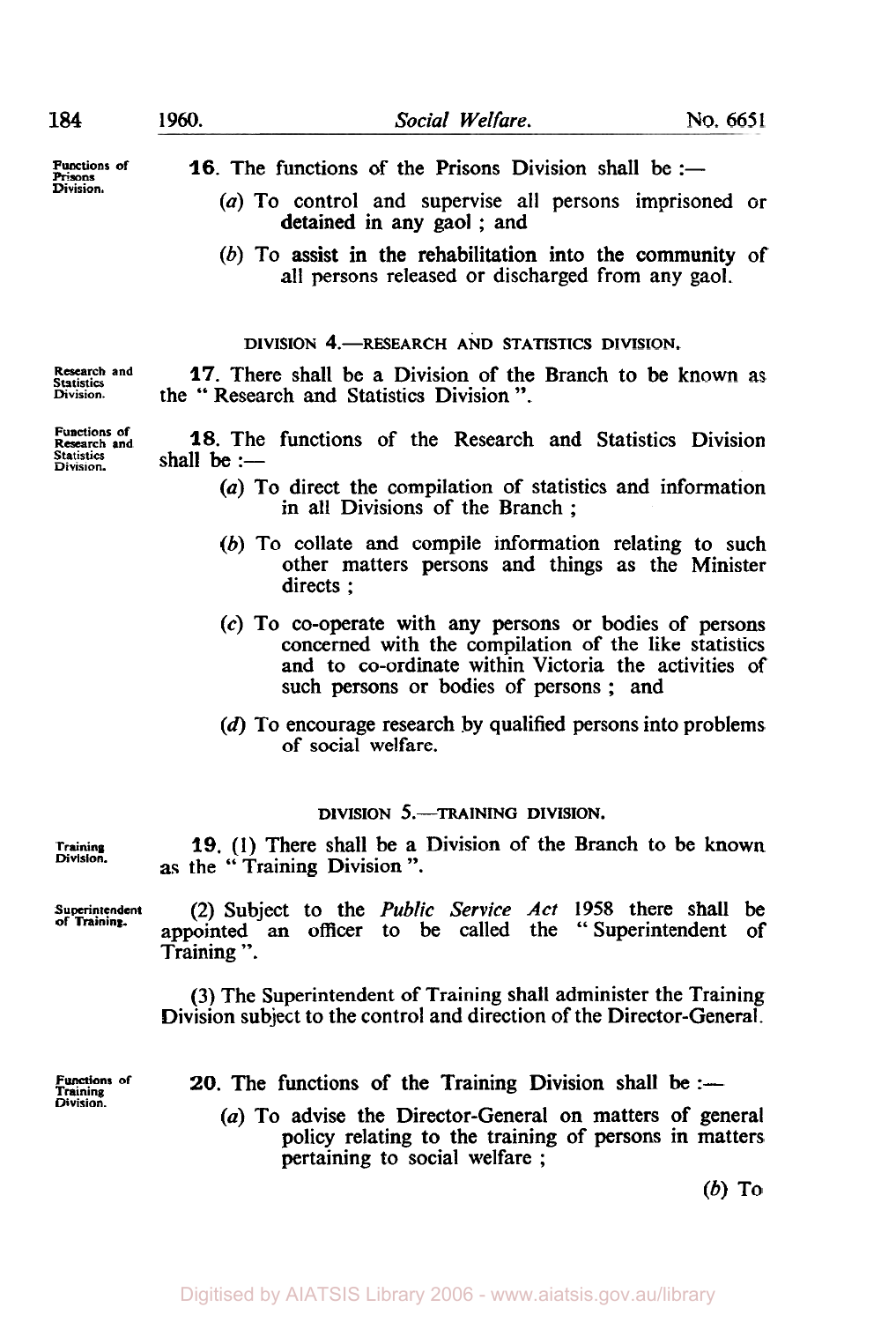Functions of Prisons Division.

**16.** The functions of the Prisons Division shall be :—

(*a*) To control and supervise all persons imprisoned or detained in any gaol ; and

(*b*) To assist in the rehabilitation into the community of all persons released or discharged from any gaol.

### DIVISION 4.—RESEARCH AND STATISTICS DIVISION.

Research and Statistics Division.

**17.** There shall be a Division of the Branch to be known as the " Research and Statistics Division ".

Functions of Research and Statistics Division.

**18.** The functions of the Research and Statistics Division shall be :—

(*a*) To direct the compilation of statistics and information in all Divisions of the Branch ;

(*b*) To collate and compile information relating to such other matters persons and things as the Minister directs ;

(*c*) To co-operate with any persons or bodies of persons concerned with the compilation of the like statistics and to co-ordinate within Victoria the activities of such persons or bodies of persons ; and

(*d*) To encourage research by qualified persons into problems of social welfare.

### DIVISION 5.—TRAINING DIVISION.

Training Division.

**19.** (1) There shall be a Division of the Branch to be known as the " Training Division ".

Superintendent of Training.

(2) Subject to the *Public Service Act* 1958 there shall be appointed an officer to be called the " Superintendent of Training ".

(3) The Superintendent of Training shall administer the Training Division subject to the control and direction of the Director-General.

Functions of Training Division.

**20.** The functions of the Training Division shall be :—

(*a*) To advise the Director-General on matters of general policy relating to the training of persons in matters pertaining to social welfare ;

(*b*) To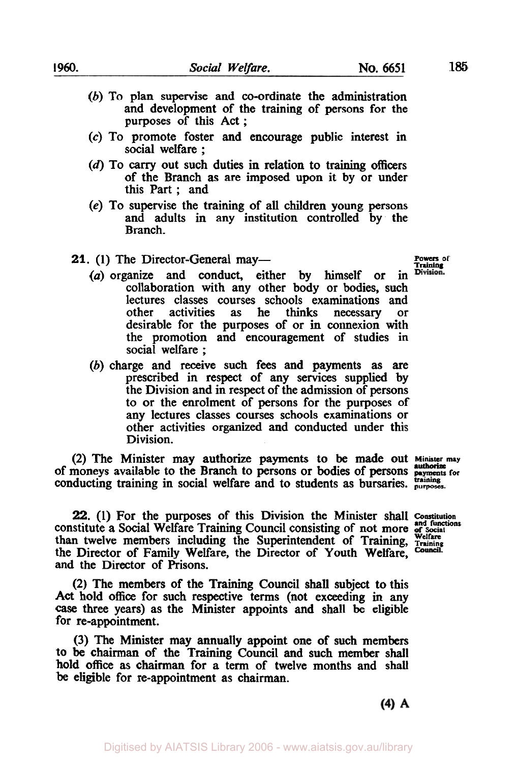(*b*) To plan supervise and co-ordinate the administration and development of the training of persons for the purposes of this Act ;

(*c*) To promote foster and encourage public interest in social welfare ;

(*d*) To carry out such duties in relation to training officers of the Branch as are imposed upon it by or under this Part ; and

(*e*) To supervise the training of all children young persons and adults in any institution controlled by the Branch.

**Powers of Training Division.**

**21.** (1) The Director-General may—

(*a*) organize and conduct, either by himself or in collaboration with any other body or bodies, such lectures classes courses schools examinations and other activities as he thinks necessary or desirable for the purposes of or in connexion with the promotion and encouragement of studies in social welfare ;

(*b*) charge and receive such fees and payments as are prescribed in respect of any services supplied by the Division and in respect of the admission of persons to or the enrolment of persons for the purposes of any lectures classes courses schools examinations or other activities organized and conducted under this Division.

**Minister may authorize payments for training purposes.**

(2) The Minister may authorize payments to be made out of moneys available to the Branch to persons or bodies of persons conducting training in social welfare and to students as bursaries.

**Constitution and functions of Social Welfare Training Council.**

**22.** (1) For the purposes of this Division the Minister shall constitute a Social Welfare Training Council consisting of not more than twelve members including the Superintendent of Training, the Director of Family Welfare, the Director of Youth Welfare, and the Director of Prisons.

(2) The members of the Training Council shall subject to this Act hold office for such respective terms (not exceeding in any case three years) as the Minister appoints and shall be eligible for re-appointment.

(3) The Minister may annually appoint one of such members to be chairman of the Training Council and such member shall hold office as chairman for a term of twelve months and shall be eligible for re-appointment as chairman.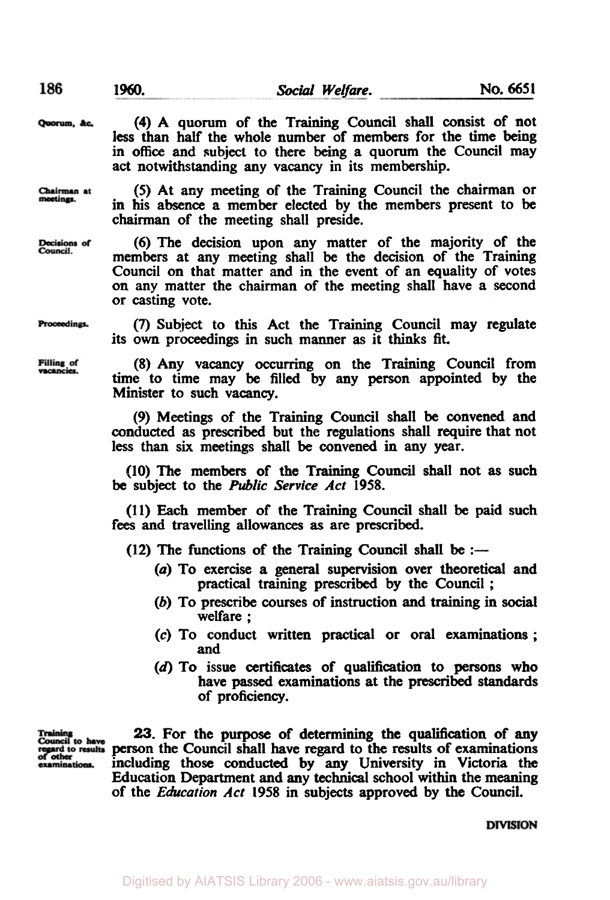Quorum, &c.

(4) A quorum of the Training Council shall consist of not less than half the whole number of members for the time being in office and subject to there being a quorum the Council may act notwithstanding any vacancy in its membership.

Chairman at meetings.

(5) At any meeting of the Training Council the chairman or in his absence a member elected by the members present to be chairman of the meeting shall preside.

Decisions of Council.

(6) The decision upon any matter of the majority of the members at any meeting shall be the decision of the Training Council on that matter and in the event of an equality of votes on any matter the chairman of the meeting shall have a second or casting vote.

Proceedings.

(7) Subject to this Act the Training Council may regulate its own proceedings in such manner as it thinks fit.

Filling of vacancies.

(8) Any vacancy occurring on the Training Council from time to time may be filled by any person appointed by the Minister to such vacancy.

(9) Meetings of the Training Council shall be convened and conducted as prescribed but the regulations shall require that not less than six meetings shall be convened in any year.

(10) The members of the Training Council shall not as such be subject to the *Public Service Act* 1958.

(11) Each member of the Training Council shall be paid such fees and travelling allowances as are prescribed.

(12) The functions of the Training Council shall be :—

- (*a*) To exercise a general supervision over theoretical and practical training prescribed by the Council ;
- (*b*) To prescribe courses of instruction and training in social welfare ;
- (*c*) To conduct written practical or oral examinations ; and
- (*d*) To issue certificates of qualification to persons who have passed examinations at the prescribed standards of proficiency.

Training Council to have regard to results of other examinations.

**23.** For the purpose of determining the qualification of any person the Council shall have regard to the results of examinations including those conducted by any University in Victoria the Education Department and any technical school within the meaning of the *Education Act* 1958 in subjects approved by the Council.

DIVISION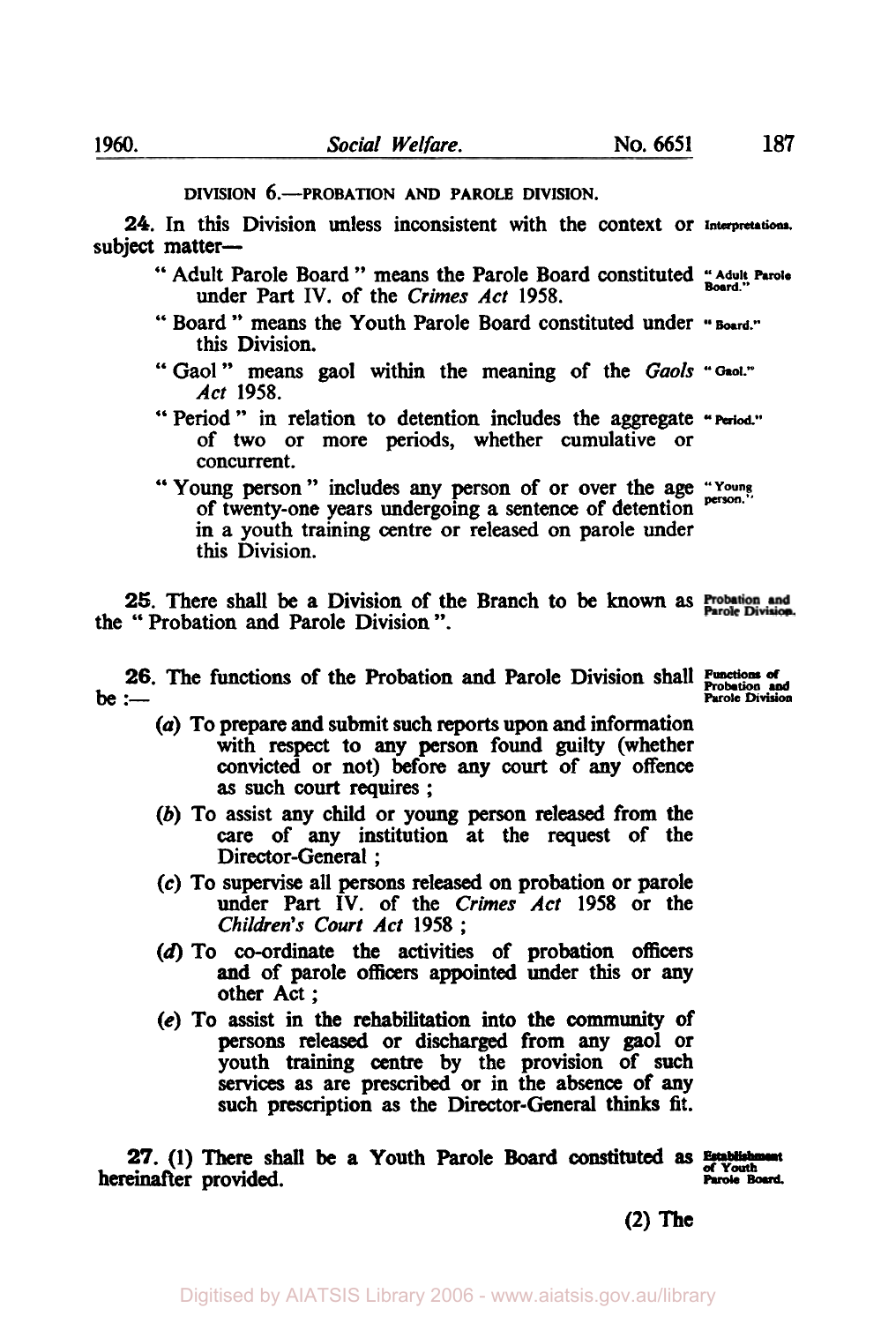DIVISION 6.—PROBATION AND PAROLE DIVISION.

**24.** In this Division unless inconsistent with the context or subject matter— Interpretations.

"Adult Parole Board" means the Parole Board constituted under Part IV. of the *Crimes Act* 1958. "Adult Parole Board."

"Board" means the Youth Parole Board constituted under this Division. "Board."

"Gaol" means gaol within the meaning of the *Gaols Act* 1958. "Gaol."

"Period" in relation to detention includes the aggregate of two or more periods, whether cumulative or concurrent. "Period."

"Young person" includes any person of or over the age of twenty-one years undergoing a sentence of detention in a youth training centre or released on parole under this Division. "Young person."

**25.** There shall be a Division of the Branch to be known as the "Probation and Parole Division". Probation and Parole Division.

**26.** The functions of the Probation and Parole Division shall be :— Functions of Probation and Parole Division

(*a*) To prepare and submit such reports upon and information with respect to any person found guilty (whether convicted or not) before any court of any offence as such court requires ;

(*b*) To assist any child or young person released from the care of any institution at the request of the Director-General ;

(*c*) To supervise all persons released on probation or parole under Part IV. of the *Crimes Act* 1958 or the *Children's Court Act* 1958 ;

(*d*) To co-ordinate the activities of probation officers and of parole officers appointed under this or any other Act ;

(*e*) To assist in the rehabilitation into the community of persons released or discharged from any gaol or youth training centre by the provision of such services as are prescribed or in the absence of any such prescription as the Director-General thinks fit.

**27.** (1) There shall be a Youth Parole Board constituted as hereinafter provided. Establishment of Youth Parole Board.

(2) The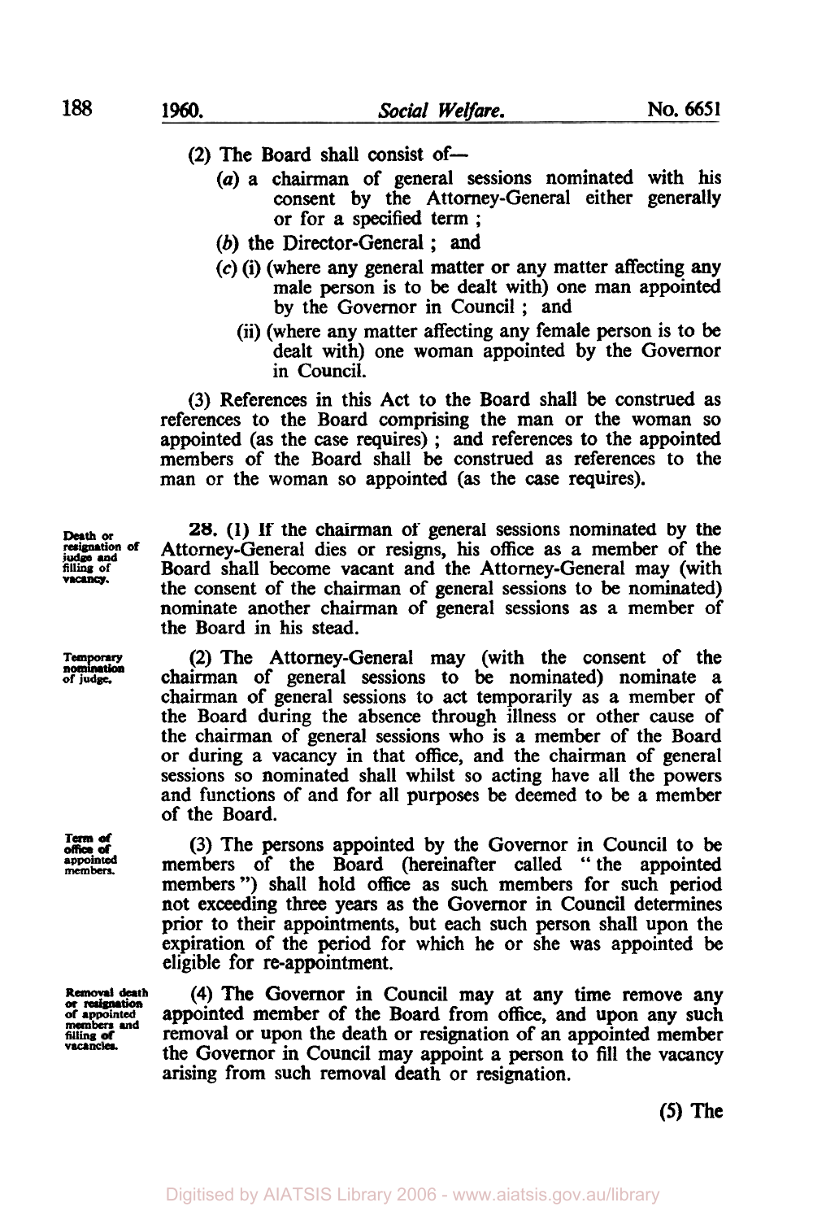(2) The Board shall consist of—

(*a*) a chairman of general sessions nominated with his consent by the Attorney-General either generally or for a specified term ;

(*b*) the Director-General ; and

(*c*) (i) (where any general matter or any matter affecting any male person is to be dealt with) one man appointed by the Governor in Council ; and

(ii) (where any matter affecting any female person is to be dealt with) one woman appointed by the Governor in Council.

(3) References in this Act to the Board shall be construed as references to the Board comprising the man or the woman so appointed (as the case requires) ; and references to the appointed members of the Board shall be construed as references to the man or the woman so appointed (as the case requires).

Death or resignation of judge and filling of vacancy.

**28.** (1) If the chairman of general sessions nominated by the Attorney-General dies or resigns, his office as a member of the Board shall become vacant and the Attorney-General may (with the consent of the chairman of general sessions to be nominated) nominate another chairman of general sessions as a member of the Board in his stead.

Temporary nomination of judge.

(2) The Attorney-General may (with the consent of the chairman of general sessions to be nominated) nominate a chairman of general sessions to act temporarily as a member of the Board during the absence through illness or other cause of the chairman of general sessions who is a member of the Board or during a vacancy in that office, and the chairman of general sessions so nominated shall whilst so acting have all the powers and functions of and for all purposes be deemed to be a member of the Board.

Term of office of appointed members.

(3) The persons appointed by the Governor in Council to be members of the Board (hereinafter called " the appointed members ") shall hold office as such members for such period not exceeding three years as the Governor in Council determines prior to their appointments, but each such person shall upon the expiration of the period for which he or she was appointed be eligible for re-appointment.

Removal death or resignation of appointed members and filling of vacancies.

(4) The Governor in Council may at any time remove any appointed member of the Board from office, and upon any such removal or upon the death or resignation of an appointed member the Governor in Council may appoint a person to fill the vacancy arising from such removal death or resignation.

(5) The